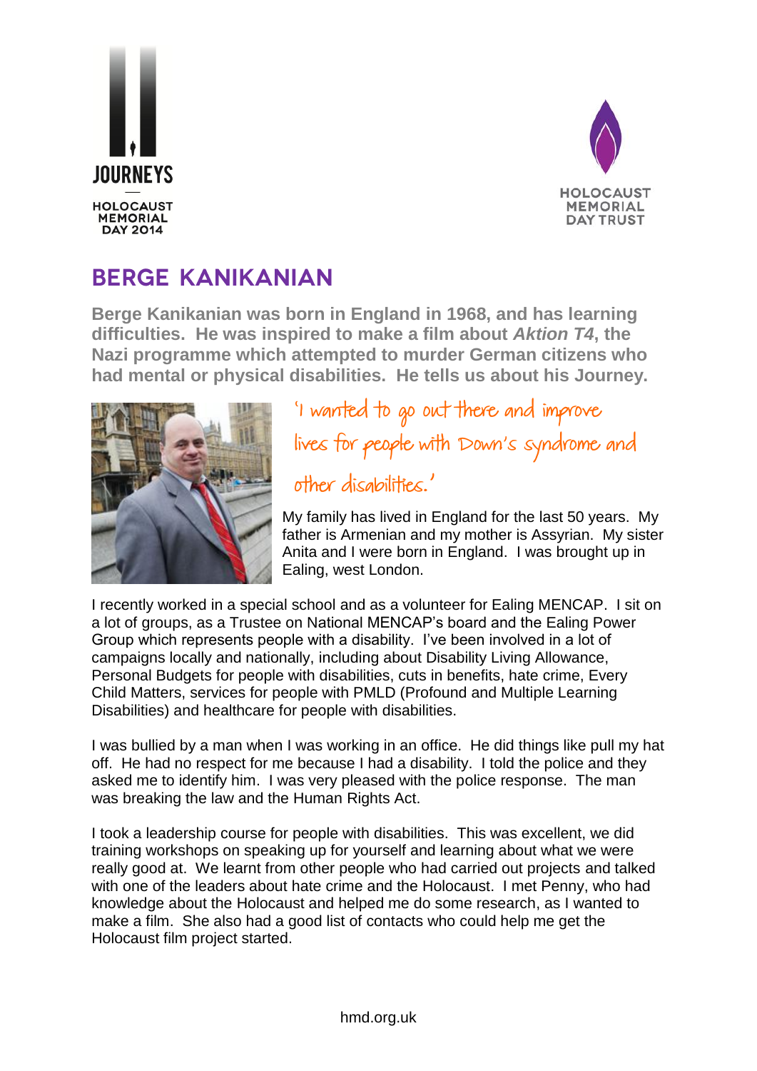JOURNEYS

HOLOCAUST MEMORIAL DAY 2014

HOLOCAUST MEMORIAL DAY TRUST

# BERGE KANIKANIAN

**Berge Kanikanian was born in England in 1968, and has learning difficulties. He was inspired to make a film about *Aktion T4*, the Nazi programme which attempted to murder German citizens who had mental or physical disabilities. He tells us about his Journey.**

'I wanted to go out there and improve lives for people with Down's syndrome and other disabilities.'

My family has lived in England for the last 50 years. My father is Armenian and my mother is Assyrian. My sister Anita and I were born in England. I was brought up in Ealing, west London.

I recently worked in a special school and as a volunteer for Ealing MENCAP. I sit on a lot of groups, as a Trustee on National MENCAP's board and the Ealing Power Group which represents people with a disability. I've been involved in a lot of campaigns locally and nationally, including about Disability Living Allowance, Personal Budgets for people with disabilities, cuts in benefits, hate crime, Every Child Matters, services for people with PMLD (Profound and Multiple Learning Disabilities) and healthcare for people with disabilities.

I was bullied by a man when I was working in an office. He did things like pull my hat off. He had no respect for me because I had a disability. I told the police and they asked me to identify him. I was very pleased with the police response. The man was breaking the law and the Human Rights Act.

I took a leadership course for people with disabilities. This was excellent, we did training workshops on speaking up for yourself and learning about what we were really good at. We learnt from other people who had carried out projects and talked with one of the leaders about hate crime and the Holocaust. I met Penny, who had knowledge about the Holocaust and helped me do some research, as I wanted to make a film. She also had a good list of contacts who could help me get the Holocaust film project started.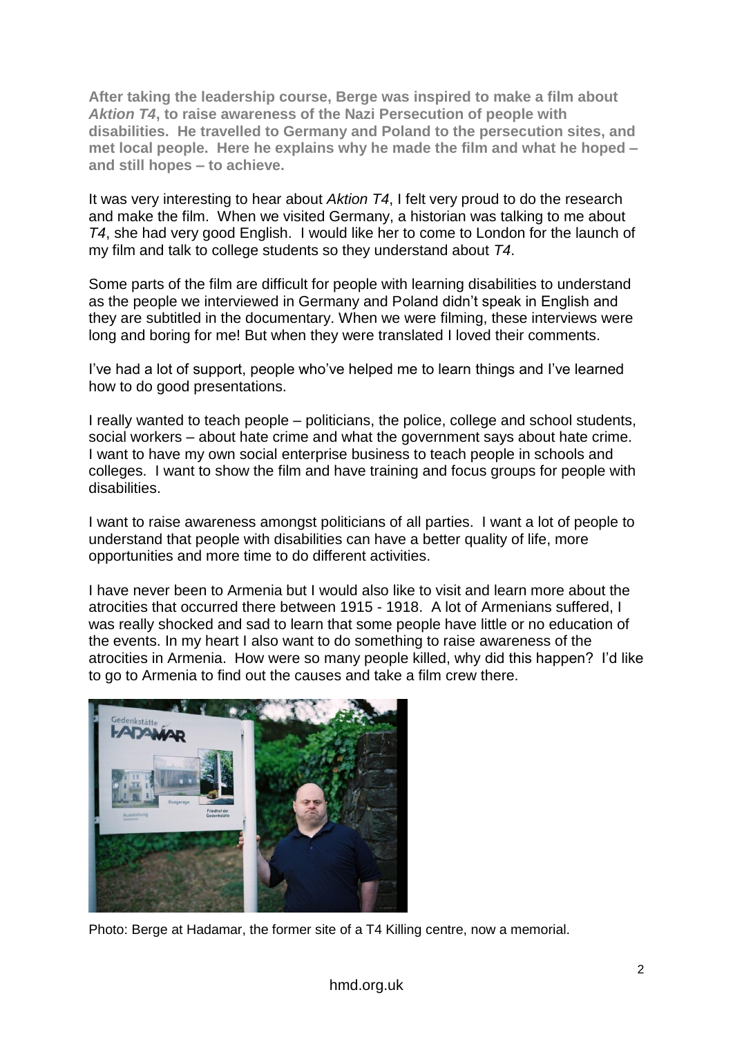**After taking the leadership course, Berge was inspired to make a film about *Aktion T4*, to raise awareness of the Nazi Persecution of people with disabilities. He travelled to Germany and Poland to the persecution sites, and met local people. Here he explains why he made the film and what he hoped – and still hopes – to achieve.**

It was very interesting to hear about *Aktion T4*, I felt very proud to do the research and make the film. When we visited Germany, a historian was talking to me about *T4*, she had very good English. I would like her to come to London for the launch of my film and talk to college students so they understand about *T4*.

Some parts of the film are difficult for people with learning disabilities to understand as the people we interviewed in Germany and Poland didn't speak in English and they are subtitled in the documentary. When we were filming, these interviews were long and boring for me! But when they were translated I loved their comments.

I've had a lot of support, people who've helped me to learn things and I've learned how to do good presentations.

I really wanted to teach people – politicians, the police, college and school students, social workers – about hate crime and what the government says about hate crime. I want to have my own social enterprise business to teach people in schools and colleges. I want to show the film and have training and focus groups for people with disabilities.

I want to raise awareness amongst politicians of all parties. I want a lot of people to understand that people with disabilities can have a better quality of life, more opportunities and more time to do different activities.

I have never been to Armenia but I would also like to visit and learn more about the atrocities that occurred there between 1915 - 1918. A lot of Armenians suffered, I was really shocked and sad to learn that some people have little or no education of the events. In my heart I also want to do something to raise awareness of the atrocities in Armenia. How were so many people killed, why did this happen? I'd like to go to Armenia to find out the causes and take a film crew there.

Photo: Berge at Hadamar, the former site of a T4 Killing centre, now a memorial.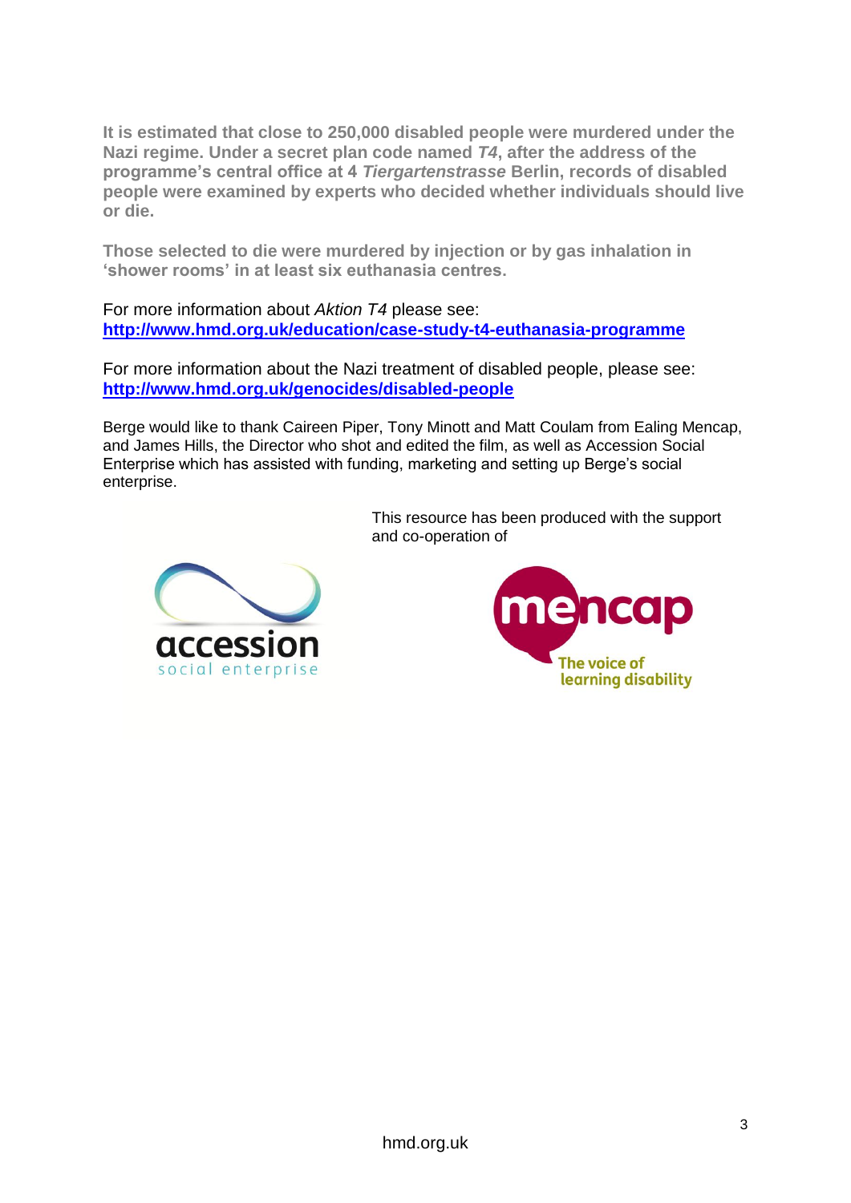**It is estimated that close to 250,000 disabled people were murdered under the Nazi regime. Under a secret plan code named *T4*, after the address of the programme's central office at 4 *Tiergartenstrasse* Berlin, records of disabled people were examined by experts who decided whether individuals should live or die.**

**Those selected to die were murdered by injection or by gas inhalation in 'shower rooms' in at least six euthanasia centres.**

For more information about *Aktion T4* please see:
**http://www.hmd.org.uk/education/case-study-t4-euthanasia-programme**

For more information about the Nazi treatment of disabled people, please see:
**http://www.hmd.org.uk/genocides/disabled-people**

Berge would like to thank Caireen Piper, Tony Minott and Matt Coulam from Ealing Mencap, and James Hills, the Director who shot and edited the film, as well as Accession Social Enterprise which has assisted with funding, marketing and setting up Berge's social enterprise.

This resource has been produced with the support and co-operation of

accession
social enterprise

mencap
The voice of learning disability

hmd.org.uk